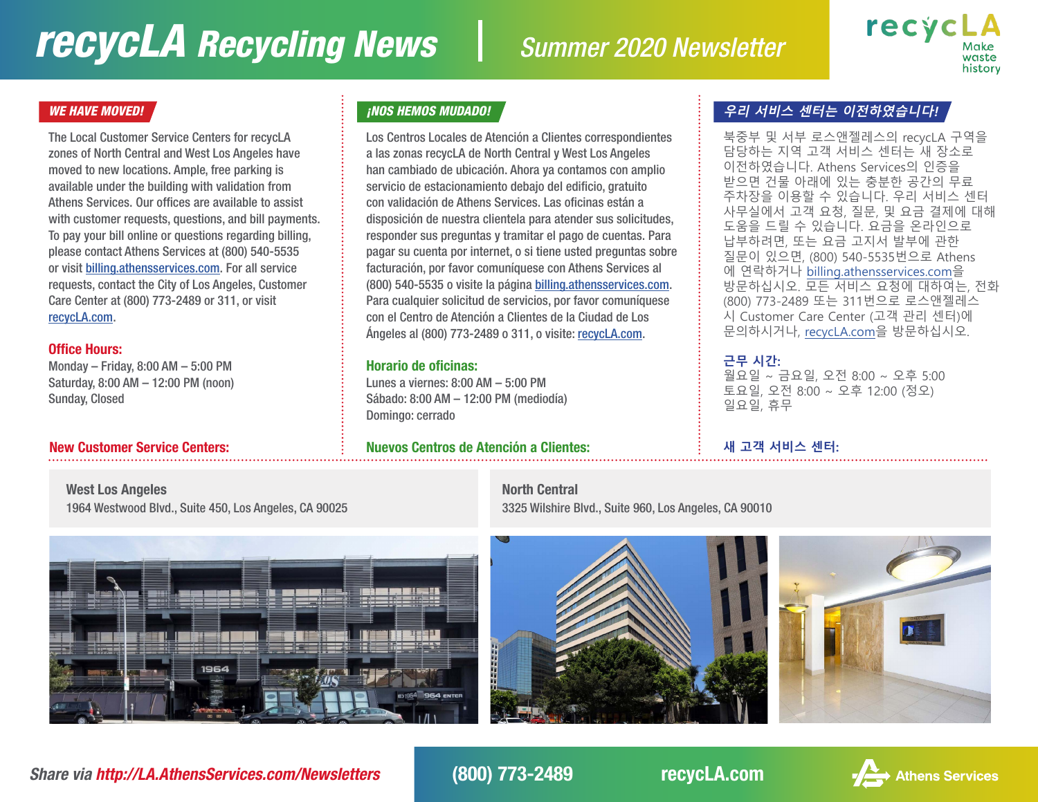# recycLA Recycling News | Summer 2020 Newsletter

recycLA Make waste history

## WE HAVE MOVED!

The Local Customer Service Centers for recycLA zones of North Central and West Los Angeles have moved to new locations. Ample, free parking is available under the building with validation from Athens Services. Our offices are available to assist with customer requests, questions, and bill payments. To pay your bill online or questions regarding billing, please contact Athens Services at (800) 540-5535 or visit billing.athensservices.com. For all service requests, contact the City of Los Angeles, Customer Care Center at (800) 773-2489 or 311, or visit recycLA.com.

**Office Hours:**

Monday – Friday, 8:00 AM – 5:00 PM
Saturday, 8:00 AM – 12:00 PM (noon)
Sunday, Closed

**New Customer Service Centers:**

## ¡NOS HEMOS MUDADO!

Los Centros Locales de Atención a Clientes correspondientes a las zonas recycLA de North Central y West Los Angeles han cambiado de ubicación. Ahora ya contamos con amplio servicio de estacionamiento debajo del edificio, gratuito con validación de Athens Services. Las oficinas están a disposición de nuestra clientela para atender sus solicitudes, responder sus preguntas y tramitar el pago de cuentas. Para pagar su cuenta por internet, o si tiene usted preguntas sobre facturación, por favor comuníquese con Athens Services al (800) 540-5535 o visite la página billing.athensservices.com. Para cualquier solicitud de servicios, por favor comuníquese con el Centro de Atención a Clientes de la Ciudad de Los Ángeles al (800) 773-2489 o 311, o visite: recycLA.com.

**Horario de oficinas:**

Lunes a viernes: 8:00 AM – 5:00 PM
Sábado: 8:00 AM – 12:00 PM (mediodía)
Domingo: cerrado

**Nuevos Centros de Atención a Clientes:**

## 우리 서비스 센터는 이전하였습니다!

북중부 및 서부 로스앤젤레스의 recycLA 구역을 담당하는 지역 고객 서비스 센터는 새 장소로 이전하였습니다. Athens Services의 인증을 받으면 건물 아래에 있는 충분한 공간의 무료 주차장을 이용할 수 있습니다. 우리 서비스 센터 사무실에서 고객 요청, 질문, 및 요금 결제에 대해 도움을 드릴 수 있습니다. 요금을 온라인으로 납부하려면, 또는 요금 고지서 발부에 관한 질문이 있으면, (800) 540-5535번으로 Athens에 연락하거나 billing.athensservices.com을 방문하십시오. 모든 서비스 요청에 대하여는, 전화 (800) 773-2489 또는 311번으로 로스앤젤레스 시 Customer Care Center (고객 관리 센터)에 문의하시거나, recycLA.com을 방문하십시오.

**근무 시간:**

월요일 ~ 금요일, 오전 8:00 ~ 오후 5:00
토요일, 오전 8:00 ~ 오후 12:00 (정오)
일요일, 휴무

**새 고객 서비스 센터:**

**West Los Angeles**
1964 Westwood Blvd., Suite 450, Los Angeles, CA 90025

**North Central**
3325 Wilshire Blvd., Suite 960, Los Angeles, CA 90010

Share via http://LA.AthensServices.com/Newsletters | (800) 773-2489 | recycLA.com | Athens Services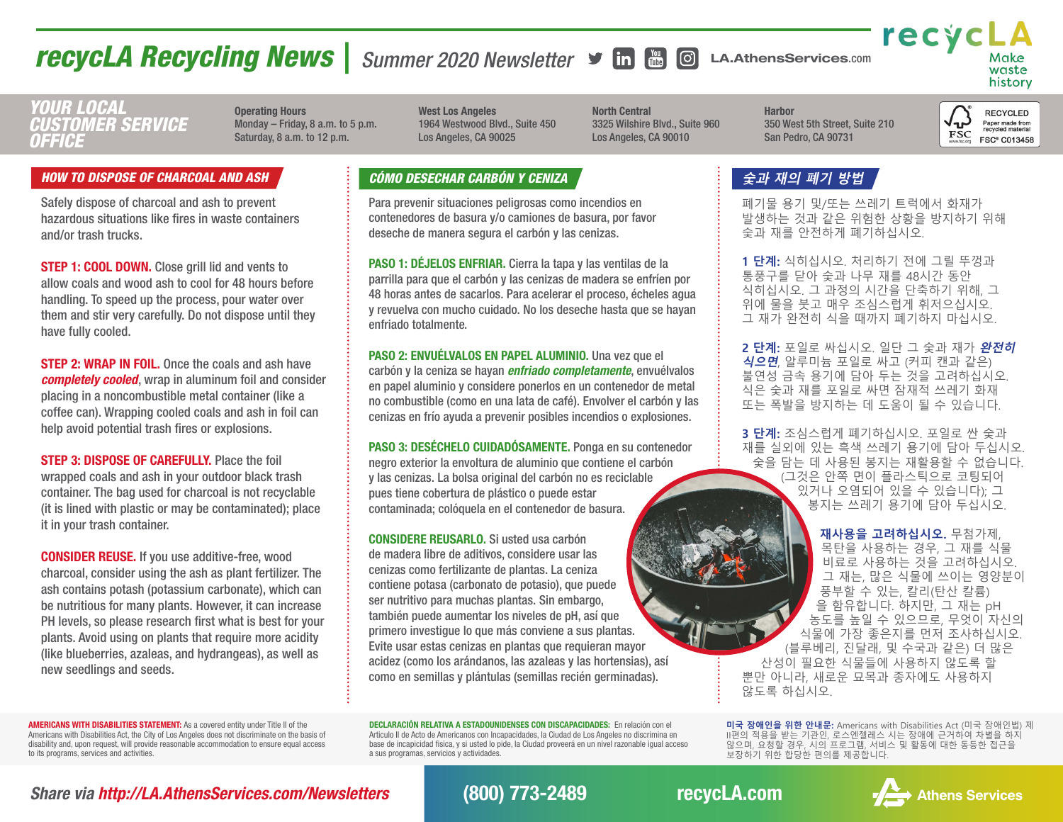# recycLA Recycling News | Summer 2020 Newsletter

LA.AthensServices.com

recycLA Make waste history

## YOUR LOCAL CUSTOMER SERVICE OFFICE

**Operating Hours**
Monday – Friday, 8 a.m. to 5 p.m.
Saturday, 8 a.m. to 12 p.m.

**West Los Angeles**
1964 Westwood Blvd., Suite 450
Los Angeles, CA 90025

**North Central**
3325 Wilshire Blvd., Suite 960
Los Angeles, CA 90010

**Harbor**
350 West 5th Street, Suite 210
San Pedro, CA 90731

RECYCLED Paper made from recycled material FSC® C013458

## HOW TO DISPOSE OF CHARCOAL AND ASH

Safely dispose of charcoal and ash to prevent hazardous situations like fires in waste containers and/or trash trucks.

**STEP 1: COOL DOWN.** Close grill lid and vents to allow coals and wood ash to cool for 48 hours before handling. To speed up the process, pour water over them and stir very carefully. Do not dispose until they have fully cooled.

**STEP 2: WRAP IN FOIL.** Once the coals and ash have ***completely cooled***, wrap in aluminum foil and consider placing in a noncombustible metal container (like a coffee can). Wrapping cooled coals and ash in foil can help avoid potential trash fires or explosions.

**STEP 3: DISPOSE OF CAREFULLY.** Place the foil wrapped coals and ash in your outdoor black trash container. The bag used for charcoal is not recyclable (it is lined with plastic or may be contaminated); place it in your trash container.

**CONSIDER REUSE.** If you use additive-free, wood charcoal, consider using the ash as plant fertilizer. The ash contains potash (potassium carbonate), which can be nutritious for many plants. However, it can increase PH levels, so please research first what is best for your plants. Avoid using on plants that require more acidity (like blueberries, azaleas, and hydrangeas), as well as new seedlings and seeds.

## CÓMO DESECHAR CARBÓN Y CENIZA

Para prevenir situaciones peligrosas como incendios en contenedores de basura y/o camiones de basura, por favor deseche de manera segura el carbón y las cenizas.

**PASO 1: DÉJELOS ENFRIAR.** Cierra la tapa y las ventilas de la parrilla para que el carbón y las cenizas de madera se enfríen por 48 horas antes de sacarlos. Para acelerar el proceso, écheles agua y revuelva con mucho cuidado. No los deseche hasta que se hayan enfriado totalmente.

**PASO 2: ENVUÉLVALOS EN PAPEL ALUMINIO.** Una vez que el carbón y la ceniza se hayan ***enfriado completamente***, envuélvalos en papel aluminio y considere ponerlos en un contenedor de metal no combustible (como en una lata de café). Envolver el carbón y las cenizas en frío ayuda a prevenir posibles incendios o explosiones.

**PASO 3: DESÉCHELO CUIDADÓSAMENTE.** Ponga en su contenedor negro exterior la envoltura de aluminio que contiene el carbón y las cenizas. La bolsa original del carbón no es reciclable pues tiene cobertura de plástico o puede estar contaminada; colóquela en el contenedor de basura.

**CONSIDERE REUSARLO.** Si usted usa carbón de madera libre de aditivos, considere usar las cenizas como fertilizante de plantas. La ceniza contiene potasa (carbonato de potasio), que puede ser nutritivo para muchas plantas. Sin embargo, también puede aumentar los niveles de pH, así que primero investigue lo que más conviene a sus plantas. Evite usar estas cenizas en plantas que requieran mayor acidez (como los arándanos, las azaleas y las hortensias), así como en semillas y plántulas (semillas recién germinadas).

## 숯과 재의 폐기 방법

폐기물 용기 및/또는 쓰레기 트럭에서 화재가 발생하는 것과 같은 위험한 상황을 방지하기 위해 숯과 재를 안전하게 폐기하십시오.

**1 단계:** 식히십시오. 처리하기 전에 그릴 뚜껑과 통풍구를 닫아 숯과 나무 재를 48시간 동안 식히십시오. 그 과정의 시간을 단축하기 위해, 그 위에 물을 붓고 매우 조심스럽게 휘저으십시오. 그 재가 완전히 식을 때까지 폐기하지 마십시오.

**2 단계:** 포일로 싸십시오. 일단 그 숯과 재가 ***완전히 식으면***, 알루미늄 포일로 싸고 (커피 캔과 같은) 불연성 금속 용기에 담아 두는 것을 고려하십시오. 식은 숯과 재를 포일로 싸면 잠재적 쓰레기 화재 또는 폭발을 방지하는 데 도움이 될 수 있습니다.

**3 단계:** 조심스럽게 폐기하십시오. 포일로 싼 숯과 재를 실외에 있는 흑색 쓰레기 용기에 담아 두십시오. 숯을 담는 데 사용된 봉지는 재활용할 수 없습니다. (그것은 안쪽 면이 플라스틱으로 코팅되어 있거나 오염되어 있을 수 있습니다); 그 봉지는 쓰레기 용기에 담아 두십시오.

**재사용을 고려하십시오.** 무첨가제, 목탄을 사용하는 경우, 그 재를 식물 비료로 사용하는 것을 고려하십시오. 그 재는, 많은 식물에 쓰이는 영양분이 풍부할 수 있는, 칼리(탄산 칼륨)을 함유합니다. 하지만, 그 재는 pH 농도를 높일 수 있으므로, 무엇이 자신의 식물에 가장 좋은지를 먼저 조사하십시오. (블루베리, 진달래, 및 수국과 같은) 더 많은 산성이 필요한 식물들에 사용하지 않도록 할 뿐만 아니라, 새로운 묘목과 종자에도 사용하지 않도록 하십시오.

**AMERICANS WITH DISABILITIES STATEMENT:** As a covered entity under Title II of the Americans with Disabilities Act, the City of Los Angeles does not discriminate on the basis of disability and, upon request, will provide reasonable accommodation to ensure equal access to its programs, services and activities.

**DECLARACIÓN RELATIVA A ESTADOUNIDENSES CON DISCAPACIDADES:** En relación con el Artículo II de Acto de Americanos con Incapacidades, la Ciudad de Los Angeles no discrimina en base de incapacidad física, y si usted lo pide, la Ciudad proveerá en un nivel razonable igual acceso a sus programas, servicios y actividades.

**미국 장애인을 위한 안내문:** Americans with Disabilities Act (미국 장애인법) 제 II편의 적용을 받는 기관인, 로스앤젤레스 시는 장애에 근거하여 차별을 하지 않으며, 요청할 경우, 시의 프로그램, 서비스 및 활동에 대한 동등한 접근을 보장하기 위한 합당한 편의를 제공합니다.

Share via http://LA.AthensServices.com/Newsletters | (800) 773-2489 | recycLA.com | Athens Services